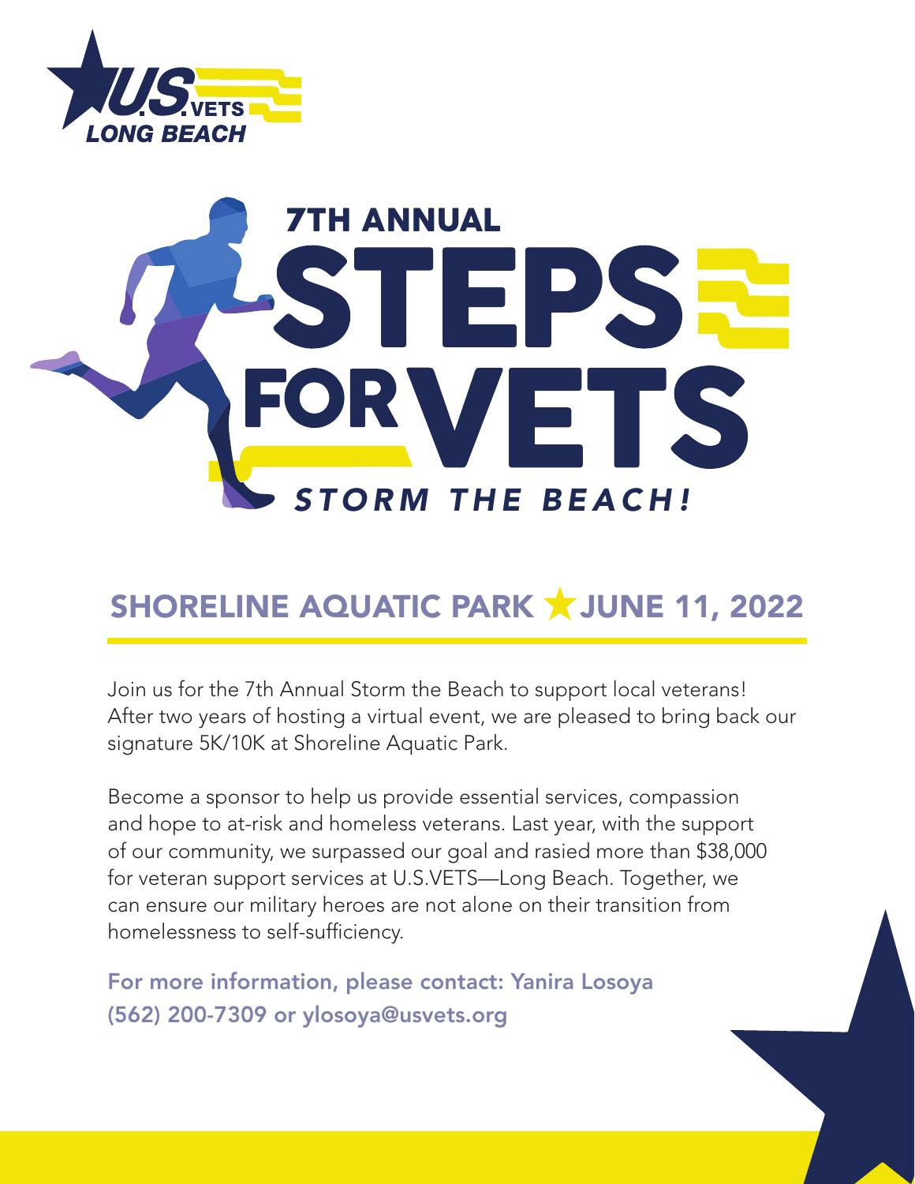U.S.VETS LONG BEACH

# 7TH ANNUAL STEPS FOR VETS

***STORM THE BEACH!***

## SHORELINE AQUATIC PARK ★ JUNE 11, 2022

Join us for the 7th Annual Storm the Beach to support local veterans! After two years of hosting a virtual event, we are pleased to bring back our signature 5K/10K at Shoreline Aquatic Park.

Become a sponsor to help us provide essential services, compassion and hope to at-risk and homeless veterans. Last year, with the support of our community, we surpassed our goal and rasied more than $38,000 for veteran support services at U.S.VETS—Long Beach. Together, we can ensure our military heroes are not alone on their transition from homelessness to self-sufficiency.

**For more information, please contact: Yanira Losoya (562) 200-7309 or ylosoya@usvets.org**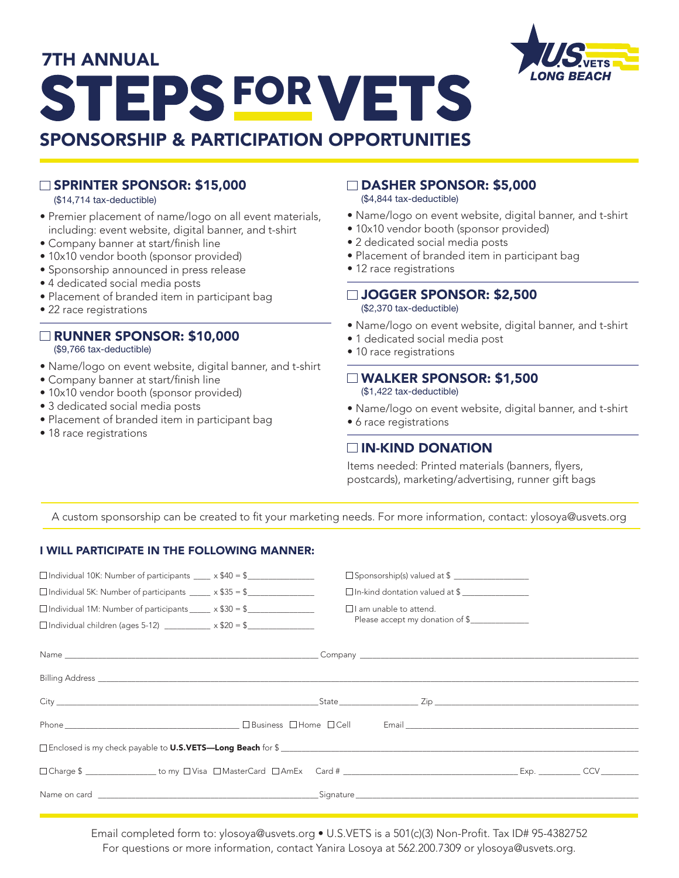7TH ANNUAL

# STEPS FOR VETS

## SPONSORSHIP & PARTICIPATION OPPORTUNITIES

U.S. VETS LONG BEACH

### ☐ SPRINTER SPONSOR: $15,000

($14,714 tax-deductible)

- Premier placement of name/logo on all event materials, including: event website, digital banner, and t-shirt
- Company banner at start/finish line
- 10x10 vendor booth (sponsor provided)
- Sponsorship announced in press release
- 4 dedicated social media posts
- Placement of branded item in participant bag
- 22 race registrations

### ☐ RUNNER SPONSOR: $10,000

($9,766 tax-deductible)

- Name/logo on event website, digital banner, and t-shirt
- Company banner at start/finish line
- 10x10 vendor booth (sponsor provided)
- 3 dedicated social media posts
- Placement of branded item in participant bag
- 18 race registrations

### ☐ DASHER SPONSOR: $5,000

($4,844 tax-deductible)

- Name/logo on event website, digital banner, and t-shirt
- 10x10 vendor booth (sponsor provided)
- 2 dedicated social media posts
- Placement of branded item in participant bag
- 12 race registrations

### ☐ JOGGER SPONSOR: $2,500

($2,370 tax-deductible)

- Name/logo on event website, digital banner, and t-shirt
- 1 dedicated social media post
- 10 race registrations

### ☐ WALKER SPONSOR: $1,500

($1,422 tax-deductible)

- Name/logo on event website, digital banner, and t-shirt
- 6 race registrations

### ☐ IN-KIND DONATION

Items needed: Printed materials (banners, flyers, postcards), marketing/advertising, runner gift bags

A custom sponsorship can be created to fit your marketing needs. For more information, contact: ylosoya@usvets.org

### I WILL PARTICIPATE IN THE FOLLOWING MANNER:

☐ Individual 10K: Number of participants ____ x $40 = $______________

☐ Individual 5K: Number of participants _____ x $35 = $______________

☐ Individual 1M: Number of participants _____ x $30 = $______________

☐ Individual children (ages 5-12) __________ x $20 = $______________

☐ Sponsorship(s) valued at $ ________________

☐ In-kind dontation valued at $ ______________

☐ I am unable to attend.
Please accept my donation of $____________

Name ______________________________ Company ______________________________

Billing Address ____________________________________________________________

City ______________________________ State ______________ Zip ______________

Phone ______________________________ ☐ Business ☐ Home ☐ Cell Email ______________________________

☐ Enclosed is my check payable to **U.S.VETS—Long Beach** for $ ______________________________

☐ Charge $ ______________ to my ☐ Visa ☐ MasterCard ☐ AmEx Card # ______________________________ Exp. _________ CCV ________

Name on card ______________________________ Signature ______________________________

Email completed form to: ylosoya@usvets.org • U.S.VETS is a 501(c)(3) Non-Profit. Tax ID# 95-4382752
For questions or more information, contact Yanira Losoya at 562.200.7309 or ylosoya@usvets.org.